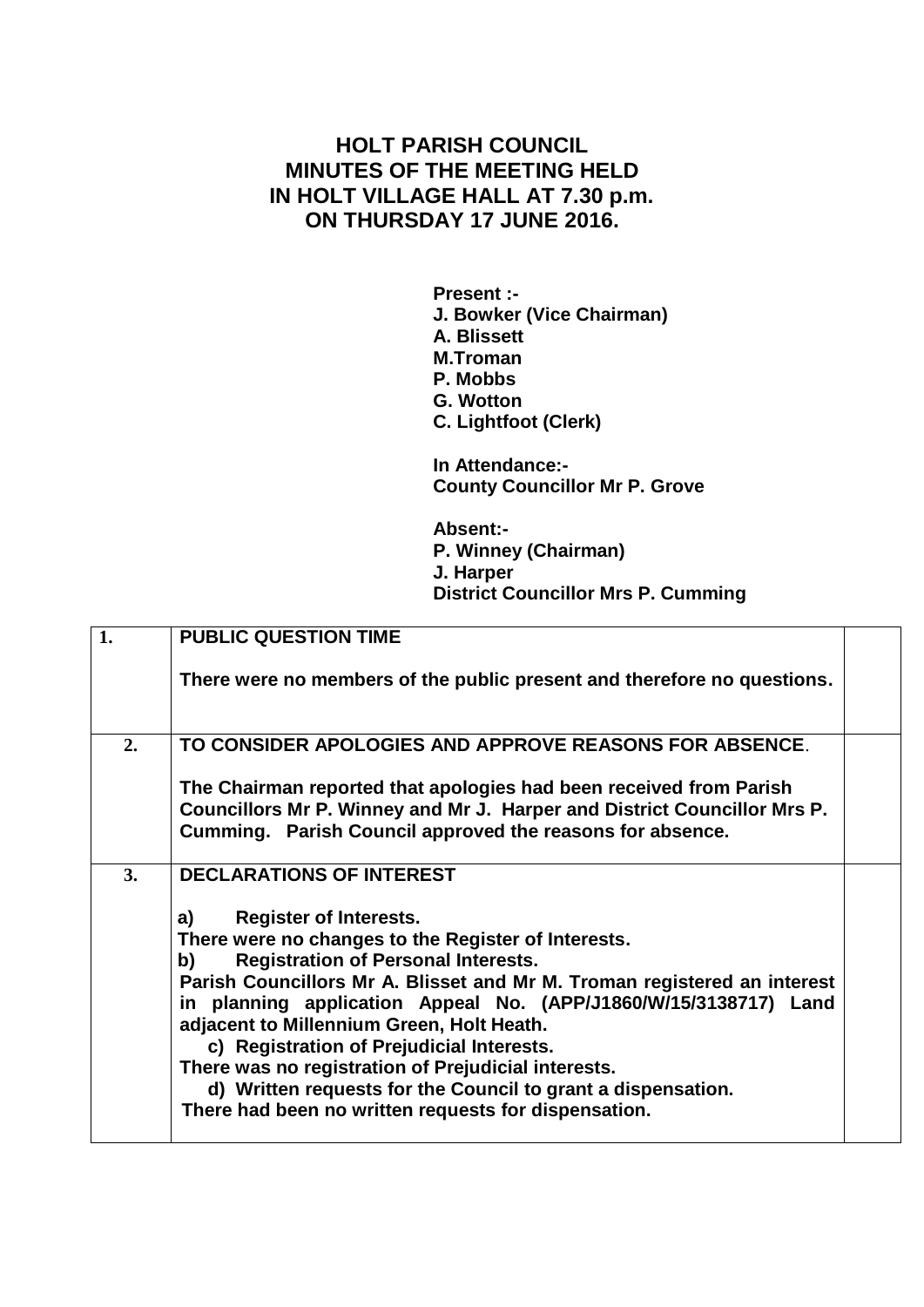# HOLT PARISH COUNCIL
# MINUTES OF THE MEETING HELD IN HOLT VILLAGE HALL AT 7.30 p.m. ON THURSDAY 17 JUNE 2016.

**Present :-**
**J. Bowker (Vice Chairman)**
**A. Blissett**
**M.Troman**
**P. Mobbs**
**G. Wotton**
**C. Lightfoot (Clerk)**

**In Attendance:-**
**County Councillor Mr P. Grove**

**Absent:-**
**P. Winney (Chairman)**
**J. Harper**
**District Councillor Mrs P. Cumming**

| | | |
|---|---|---|
| **1.** | **PUBLIC QUESTION TIME**<br><br>**There were no members of the public present and therefore no questions.** | |
| **2.** | **TO CONSIDER APOLOGIES AND APPROVE REASONS FOR ABSENCE.**<br><br>**The Chairman reported that apologies had been received from Parish Councillors Mr P. Winney and Mr J. Harper and District Councillor Mrs P. Cumming. Parish Council approved the reasons for absence.** | |
| **3.** | **DECLARATIONS OF INTEREST**<br><br>**a) Register of Interests.**<br>**There were no changes to the Register of Interests.**<br>**b) Registration of Personal Interests.**<br>**Parish Councillors Mr A. Blisset and Mr M. Troman registered an interest in planning application Appeal No. (APP/J1860/W/15/3138717) Land adjacent to Millennium Green, Holt Heath.**<br>**c) Registration of Prejudicial Interests.**<br>**There was no registration of Prejudicial interests.**<br>**d) Written requests for the Council to grant a dispensation.**<br>**There had been no written requests for dispensation.** | |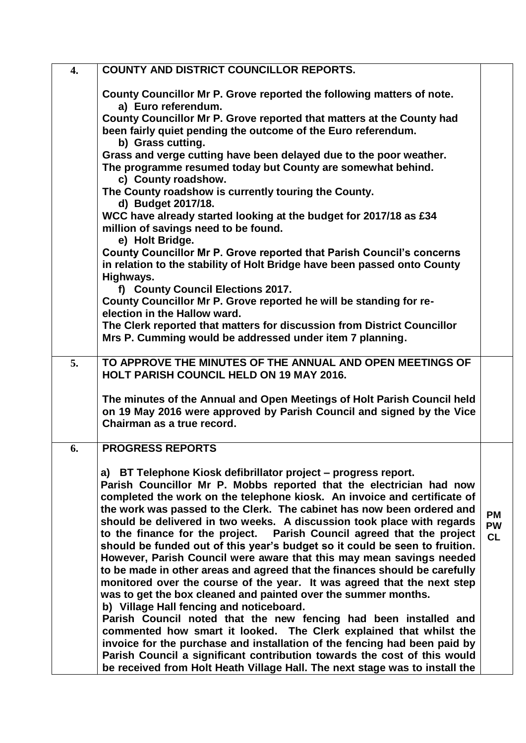| | | |
|---|---|---|
| 4. | **COUNTY AND DISTRICT COUNCILLOR REPORTS.**<br><br>**County Councillor Mr P. Grove reported the following matters of note.**<br>**a) Euro referendum.**<br>**County Councillor Mr P. Grove reported that matters at the County had been fairly quiet pending the outcome of the Euro referendum.**<br>**b) Grass cutting.**<br>**Grass and verge cutting have been delayed due to the poor weather. The programme resumed today but County are somewhat behind.**<br>**c) County roadshow.**<br>**The County roadshow is currently touring the County.**<br>**d) Budget 2017/18.**<br>**WCC have already started looking at the budget for 2017/18 as £34 million of savings need to be found.**<br>**e) Holt Bridge.**<br>**County Councillor Mr P. Grove reported that Parish Council's concerns in relation to the stability of Holt Bridge have been passed onto County Highways.**<br>**f) County Council Elections 2017.**<br>**County Councillor Mr P. Grove reported he will be standing for re-election in the Hallow ward.**<br>**The Clerk reported that matters for discussion from District Councillor Mrs P. Cumming would be addressed under item 7 planning.** | |
| 5. | **TO APPROVE THE MINUTES OF THE ANNUAL AND OPEN MEETINGS OF HOLT PARISH COUNCIL HELD ON 19 MAY 2016.**<br><br>**The minutes of the Annual and Open Meetings of Holt Parish Council held on 19 May 2016 were approved by Parish Council and signed by the Vice Chairman as a true record.** | |
| 6. | **PROGRESS REPORTS**<br><br>**a) BT Telephone Kiosk defibrillator project – progress report.**<br>**Parish Councillor Mr P. Mobbs reported that the electrician had now completed the work on the telephone kiosk. An invoice and certificate of the work was passed to the Clerk. The cabinet has now been ordered and should be delivered in two weeks. A discussion took place with regards to the finance for the project. Parish Council agreed that the project should be funded out of this year's budget so it could be seen to fruition. However, Parish Council were aware that this may mean savings needed to be made in other areas and agreed that the finances should be carefully monitored over the course of the year. It was agreed that the next step was to get the box cleaned and painted over the summer months.**<br>**b) Village Hall fencing and noticeboard.**<br>**Parish Council noted that the new fencing had been installed and commented how smart it looked. The Clerk explained that whilst the invoice for the purchase and installation of the fencing had been paid by Parish Council a significant contribution towards the cost of this would be received from Holt Heath Village Hall. The next stage was to install the** | **PM**<br>**PW**<br>**CL** |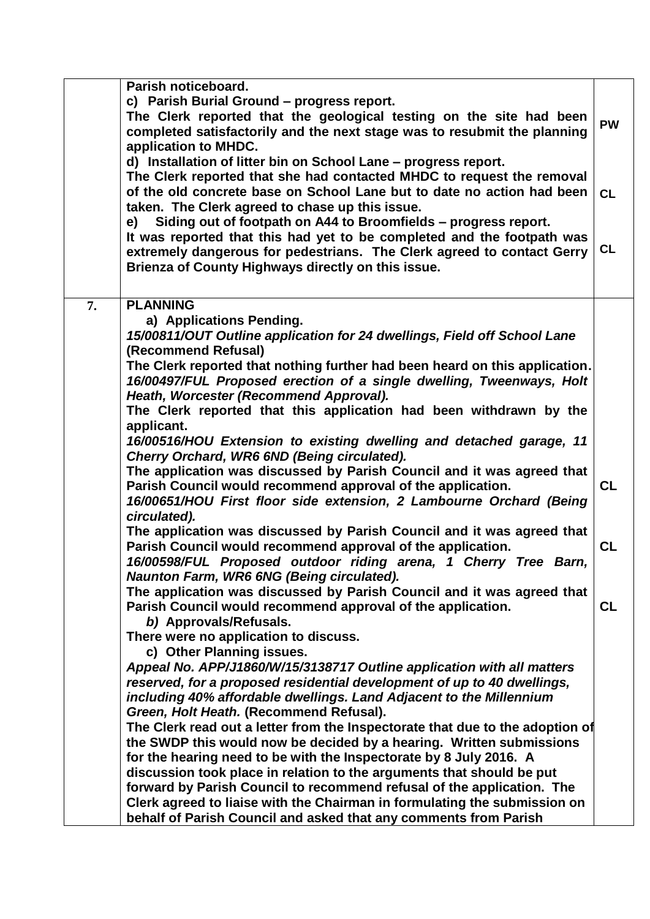| | | |
|---|---|---|
| | **Parish noticeboard.**<br>**c) Parish Burial Ground – progress report.**<br>**The Clerk reported that the geological testing on the site had been completed satisfactorily and the next stage was to resubmit the planning application to MHDC.**<br>**d) Installation of litter bin on School Lane – progress report.**<br>**The Clerk reported that she had contacted MHDC to request the removal of the old concrete base on School Lane but to date no action had been taken. The Clerk agreed to chase up this issue.**<br>**e) Siding out of footpath on A44 to Broomfields – progress report.**<br>**It was reported that this had yet to be completed and the footpath was extremely dangerous for pedestrians. The Clerk agreed to contact Gerry Brienza of County Highways directly on this issue.** | **PW**<br><br>**CL**<br><br>**CL** |
| **7.** | **PLANNING**<br>**a) Applications Pending.**<br>***15/00811/OUT Outline application for 24 dwellings, Field off School Lane*** **(Recommend Refusal)**<br>**The Clerk reported that nothing further had been heard on this application.**<br>***16/00497/FUL Proposed erection of a single dwelling, Tweenways, Holt Heath, Worcester (Recommend Approval).***<br>**The Clerk reported that this application had been withdrawn by the applicant.**<br>***16/00516/HOU Extension to existing dwelling and detached garage, 11 Cherry Orchard, WR6 6ND (Being circulated).***<br>**The application was discussed by Parish Council and it was agreed that Parish Council would recommend approval of the application.**<br>***16/00651/HOU First floor side extension, 2 Lambourne Orchard (Being circulated).***<br>**The application was discussed by Parish Council and it was agreed that Parish Council would recommend approval of the application.**<br>***16/00598/FUL Proposed outdoor riding arena, 1 Cherry Tree Barn, Naunton Farm, WR6 6NG (Being circulated).***<br>**The application was discussed by Parish Council and it was agreed that Parish Council would recommend approval of the application.**<br>***b)* Approvals/Refusals.**<br>**There were no application to discuss.**<br>**c) Other Planning issues.**<br>***Appeal No. APP/J1860/W/15/3138717 Outline application with all matters reserved, for a proposed residential development of up to 40 dwellings, including 40% affordable dwellings. Land Adjacent to the Millennium Green, Holt Heath.*** **(Recommend Refusal).**<br>**The Clerk read out a letter from the Inspectorate that due to the adoption of the SWDP this would now be decided by a hearing. Written submissions for the hearing need to be with the Inspectorate by 8 July 2016. A discussion took place in relation to the arguments that should be put forward by Parish Council to recommend refusal of the application. The Clerk agreed to liaise with the Chairman in formulating the submission on behalf of Parish Council and asked that any comments from Parish** | <br><br><br><br><br><br><br><br><br>**CL**<br><br><br>**CL**<br><br><br>**CL** |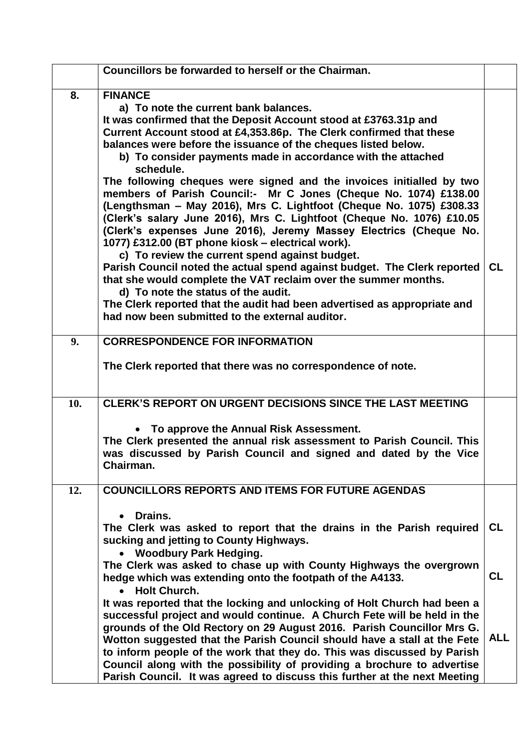|  | Councillors be forwarded to herself or the Chairman. |  |
|---|---|---|
| 8. | **FINANCE**<br>a) To note the current bank balances.<br>It was confirmed that the Deposit Account stood at £3763.31p and Current Account stood at £4,353.86p. The Clerk confirmed that these balances were before the issuance of the cheques listed below.<br>b) To consider payments made in accordance with the attached schedule.<br>The following cheques were signed and the invoices initialled by two members of Parish Council:- Mr C Jones (Cheque No. 1074) £138.00 (Lengthsman – May 2016), Mrs C. Lightfoot (Cheque No. 1075) £308.33 (Clerk's salary June 2016), Mrs C. Lightfoot (Cheque No. 1076) £10.05 (Clerk's expenses June 2016), Jeremy Massey Electrics (Cheque No. 1077) £312.00 (BT phone kiosk – electrical work).<br>c) To review the current spend against budget.<br>Parish Council noted the actual spend against budget. The Clerk reported that she would complete the VAT reclaim over the summer months.<br>d) To note the status of the audit.<br>The Clerk reported that the audit had been advertised as appropriate and had now been submitted to the external auditor. | CL |
| 9. | **CORRESPONDENCE FOR INFORMATION**<br><br>The Clerk reported that there was no correspondence of note. |  |
| 10. | **CLERK'S REPORT ON URGENT DECISIONS SINCE THE LAST MEETING**<br><br>• To approve the Annual Risk Assessment.<br>The Clerk presented the annual risk assessment to Parish Council. This was discussed by Parish Council and signed and dated by the Vice Chairman. |  |
| 12. | **COUNCILLORS REPORTS AND ITEMS FOR FUTURE AGENDAS**<br><br>• Drains.<br>The Clerk was asked to report that the drains in the Parish required sucking and jetting to County Highways.<br>• Woodbury Park Hedging.<br>The Clerk was asked to chase up with County Highways the overgrown hedge which was extending onto the footpath of the A4133.<br>• Holt Church.<br>It was reported that the locking and unlocking of Holt Church had been a successful project and would continue. A Church Fete will be held in the grounds of the Old Rectory on 29 August 2016. Parish Councillor Mrs G. Wotton suggested that the Parish Council should have a stall at the Fete to inform people of the work that they do. This was discussed by Parish Council along with the possibility of providing a brochure to advertise Parish Council. It was agreed to discuss this further at the next Meeting | CL<br><br>CL<br><br>ALL |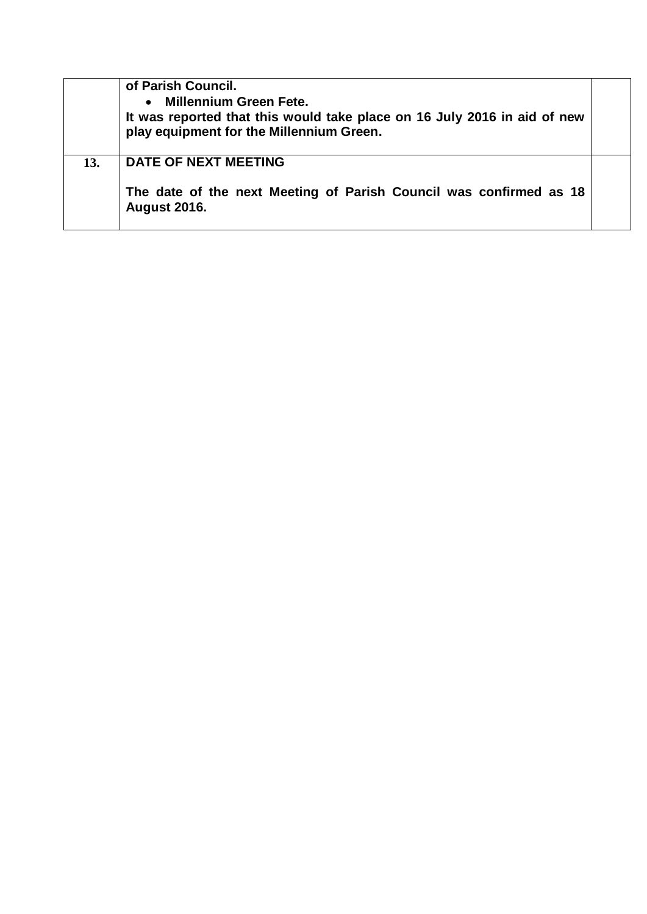| | | |
|---|---|---|
| | **of Parish Council.**<br>• **Millennium Green Fete.**<br>**It was reported that this would take place on 16 July 2016 in aid of new play equipment for the Millennium Green.** | |
| **13.** | **DATE OF NEXT MEETING**<br><br>**The date of the next Meeting of Parish Council was confirmed as 18 August 2016.** | |